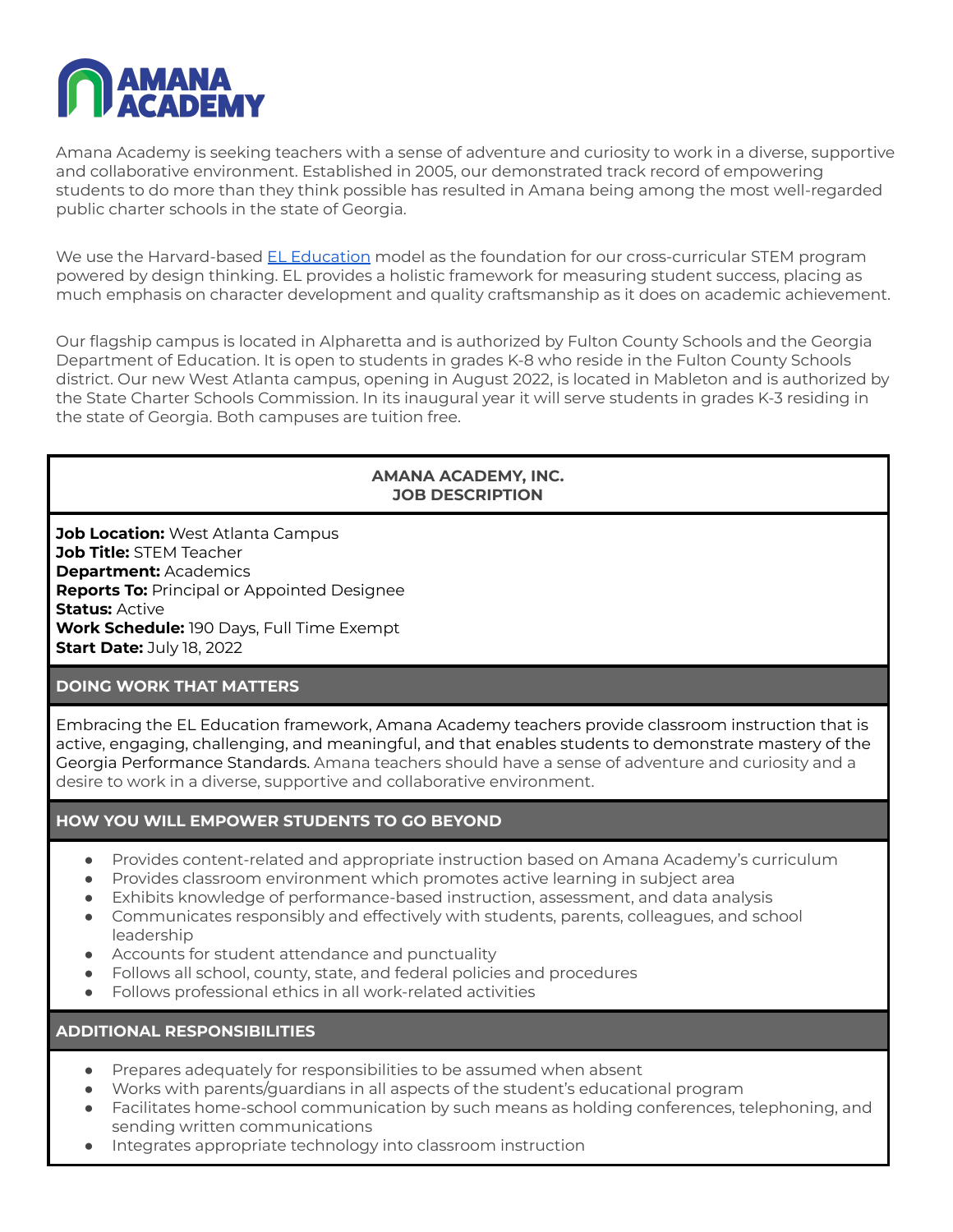# AMANA ACADEMY

Amana Academy is seeking teachers with a sense of adventure and curiosity to work in a diverse, supportive and collaborative environment. Established in 2005, our demonstrated track record of empowering students to do more than they think possible has resulted in Amana being among the most well-regarded public charter schools in the state of Georgia.

We use the Harvard-based [EL Education](#) model as the foundation for our cross-curricular STEM program powered by design thinking. EL provides a holistic framework for measuring student success, placing as much emphasis on character development and quality craftsmanship as it does on academic achievement.

Our flagship campus is located in Alpharetta and is authorized by Fulton County Schools and the Georgia Department of Education. It is open to students in grades K-8 who reside in the Fulton County Schools district. Our new West Atlanta campus, opening in August 2022, is located in Mableton and is authorized by the State Charter Schools Commission. In its inaugural year it will serve students in grades K-3 residing in the state of Georgia. Both campuses are tuition free.

## AMANA ACADEMY, INC.
## JOB DESCRIPTION

**Job Location:** West Atlanta Campus
**Job Title:** STEM Teacher
**Department:** Academics
**Reports To:** Principal or Appointed Designee
**Status:** Active
**Work Schedule:** 190 Days, Full Time Exempt
**Start Date:** July 18, 2022

### DOING WORK THAT MATTERS

Embracing the EL Education framework, Amana Academy teachers provide classroom instruction that is active, engaging, challenging, and meaningful, and that enables students to demonstrate mastery of the Georgia Performance Standards. Amana teachers should have a sense of adventure and curiosity and a desire to work in a diverse, supportive and collaborative environment.

### HOW YOU WILL EMPOWER STUDENTS TO GO BEYOND

- Provides content-related and appropriate instruction based on Amana Academy's curriculum
- Provides classroom environment which promotes active learning in subject area
- Exhibits knowledge of performance-based instruction, assessment, and data analysis
- Communicates responsibly and effectively with students, parents, colleagues, and school leadership
- Accounts for student attendance and punctuality
- Follows all school, county, state, and federal policies and procedures
- Follows professional ethics in all work-related activities

### ADDITIONAL RESPONSIBILITIES

- Prepares adequately for responsibilities to be assumed when absent
- Works with parents/guardians in all aspects of the student's educational program
- Facilitates home-school communication by such means as holding conferences, telephoning, and sending written communications
- Integrates appropriate technology into classroom instruction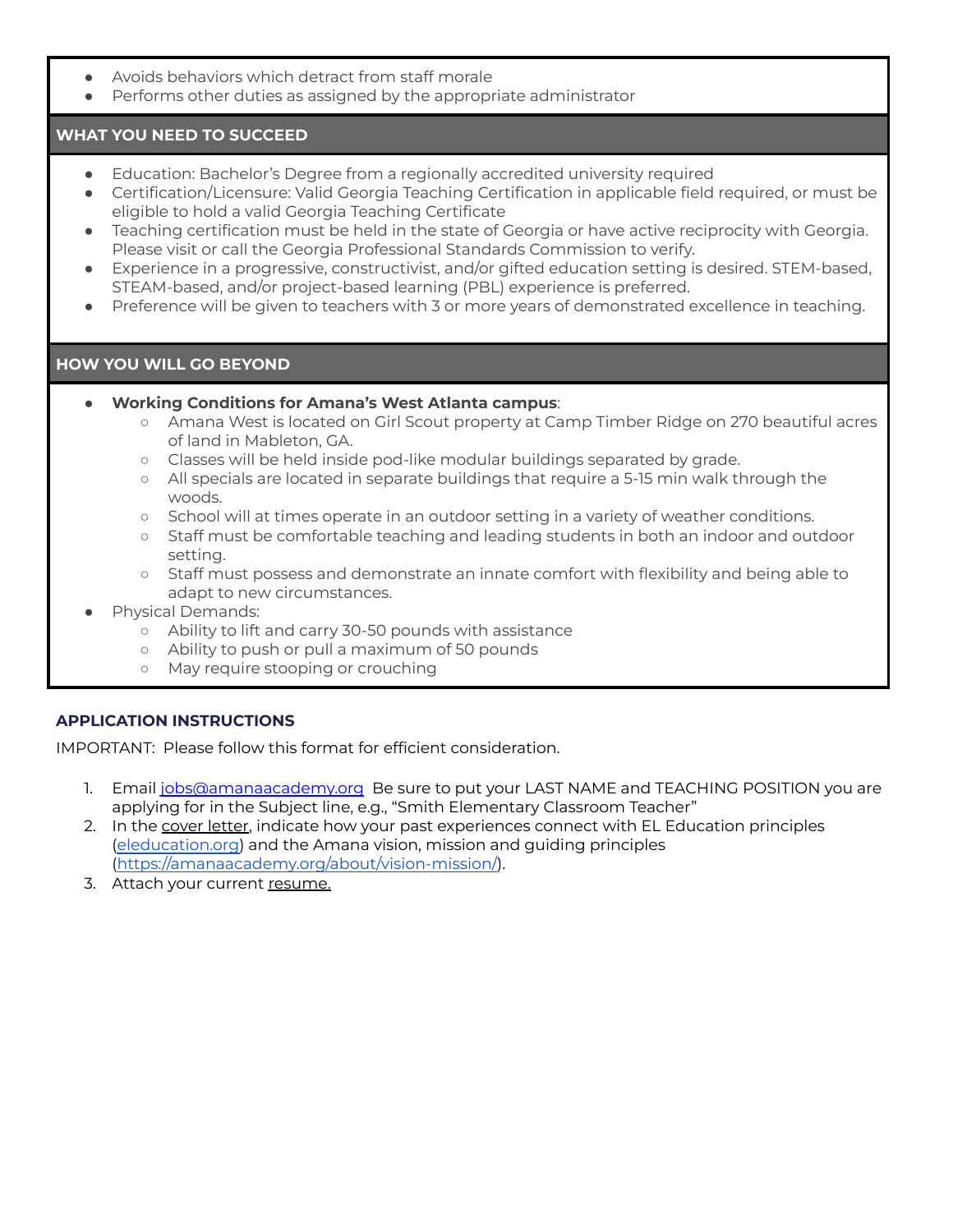- Avoids behaviors which detract from staff morale
- Performs other duties as assigned by the appropriate administrator

## WHAT YOU NEED TO SUCCEED

- Education: Bachelor's Degree from a regionally accredited university required
- Certification/Licensure: Valid Georgia Teaching Certification in applicable field required, or must be eligible to hold a valid Georgia Teaching Certificate
- Teaching certification must be held in the state of Georgia or have active reciprocity with Georgia. Please visit or call the Georgia Professional Standards Commission to verify.
- Experience in a progressive, constructivist, and/or gifted education setting is desired. STEM-based, STEAM-based, and/or project-based learning (PBL) experience is preferred.
- Preference will be given to teachers with 3 or more years of demonstrated excellence in teaching.

## HOW YOU WILL GO BEYOND

- **Working Conditions for Amana's West Atlanta campus**:
  - Amana West is located on Girl Scout property at Camp Timber Ridge on 270 beautiful acres of land in Mableton, GA.
  - Classes will be held inside pod-like modular buildings separated by grade.
  - All specials are located in separate buildings that require a 5-15 min walk through the woods.
  - School will at times operate in an outdoor setting in a variety of weather conditions.
  - Staff must be comfortable teaching and leading students in both an indoor and outdoor setting.
  - Staff must possess and demonstrate an innate comfort with flexibility and being able to adapt to new circumstances.
- Physical Demands:
  - Ability to lift and carry 30-50 pounds with assistance
  - Ability to push or pull a maximum of 50 pounds
  - May require stooping or crouching

## APPLICATION INSTRUCTIONS

IMPORTANT: Please follow this format for efficient consideration.

1. Email jobs@amanaacademy.org Be sure to put your LAST NAME and TEACHING POSITION you are applying for in the Subject line, e.g., "Smith Elementary Classroom Teacher"
2. In the cover letter, indicate how your past experiences connect with EL Education principles (eleducation.org) and the Amana vision, mission and guiding principles (https://amanaacademy.org/about/vision-mission/).
3. Attach your current resume.